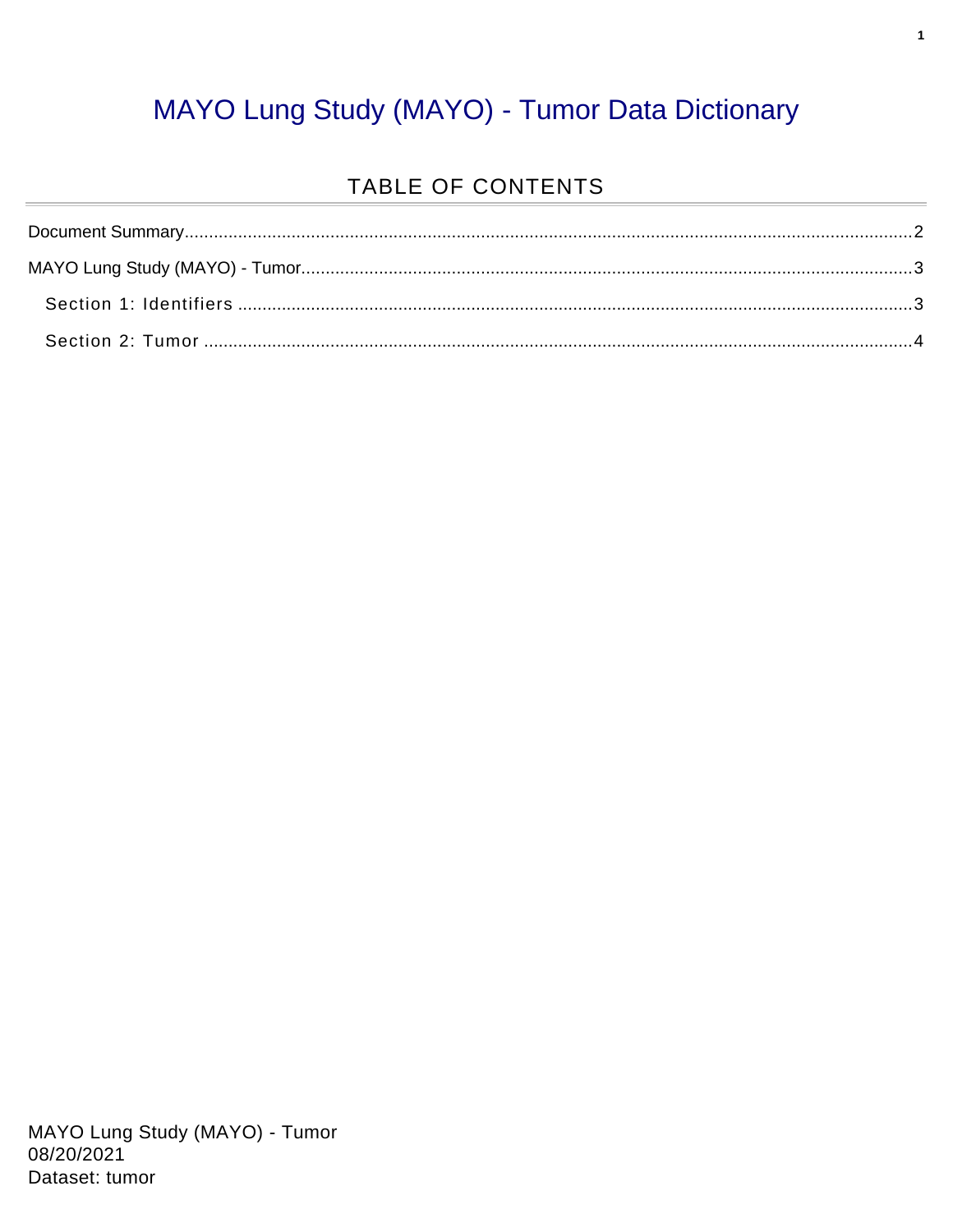# MAYO Lung Study (MAYO) - Tumor Data Dictionary

## TABLE OF CONTENTS

Document Summary....................................................................................................................................2

MAYO Lung Study (MAYO) - Tumor.........................................................................................................3

- Section 1: Identifiers ..............................................................................................................................3
- Section 2: Tumor .....................................................................................................................................4

MAYO Lung Study (MAYO) - Tumor
08/20/2021
Dataset: tumor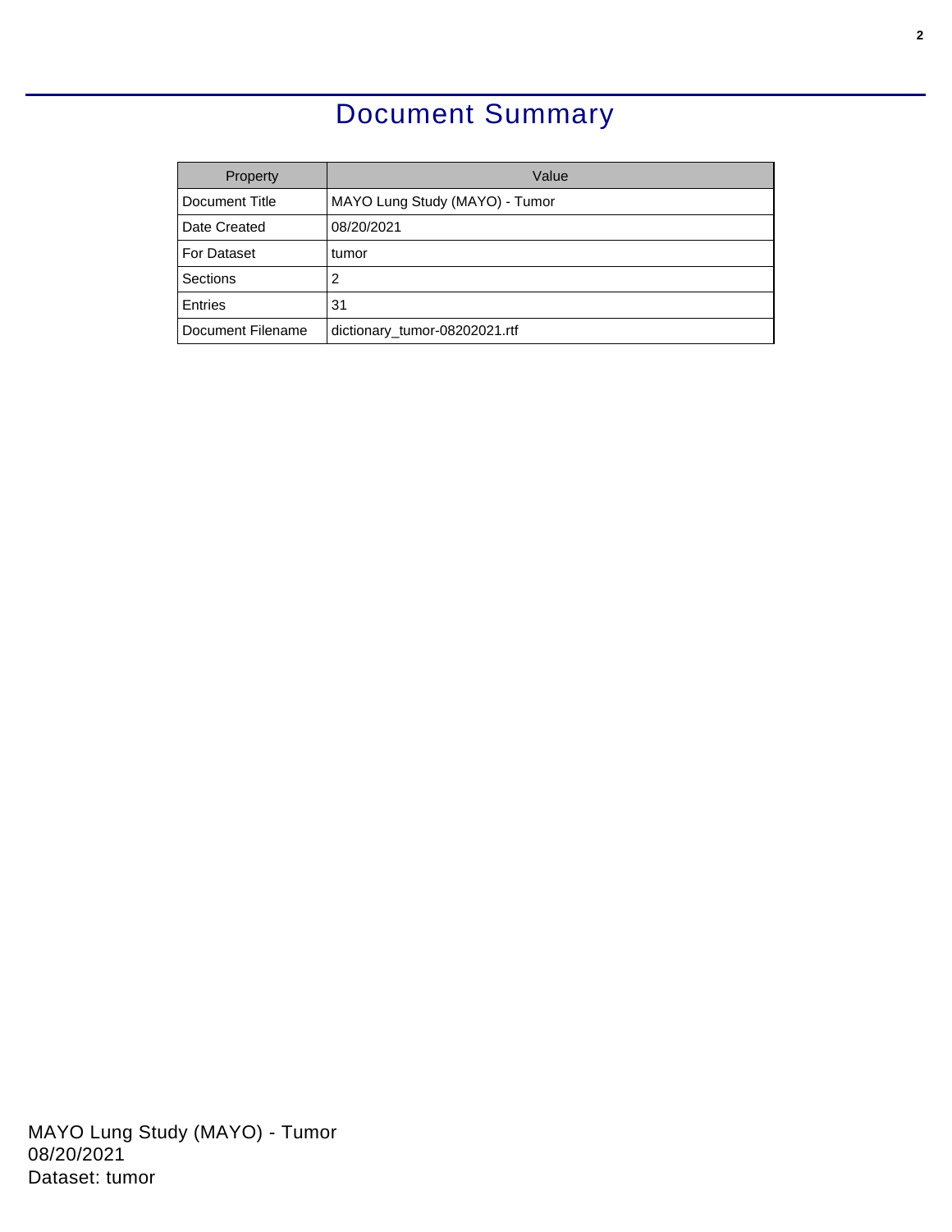# Document Summary

| Property | Value |
| --- | --- |
| Document Title | MAYO Lung Study (MAYO) - Tumor |
| Date Created | 08/20/2021 |
| For Dataset | tumor |
| Sections | 2 |
| Entries | 31 |
| Document Filename | dictionary_tumor-08202021.rtf |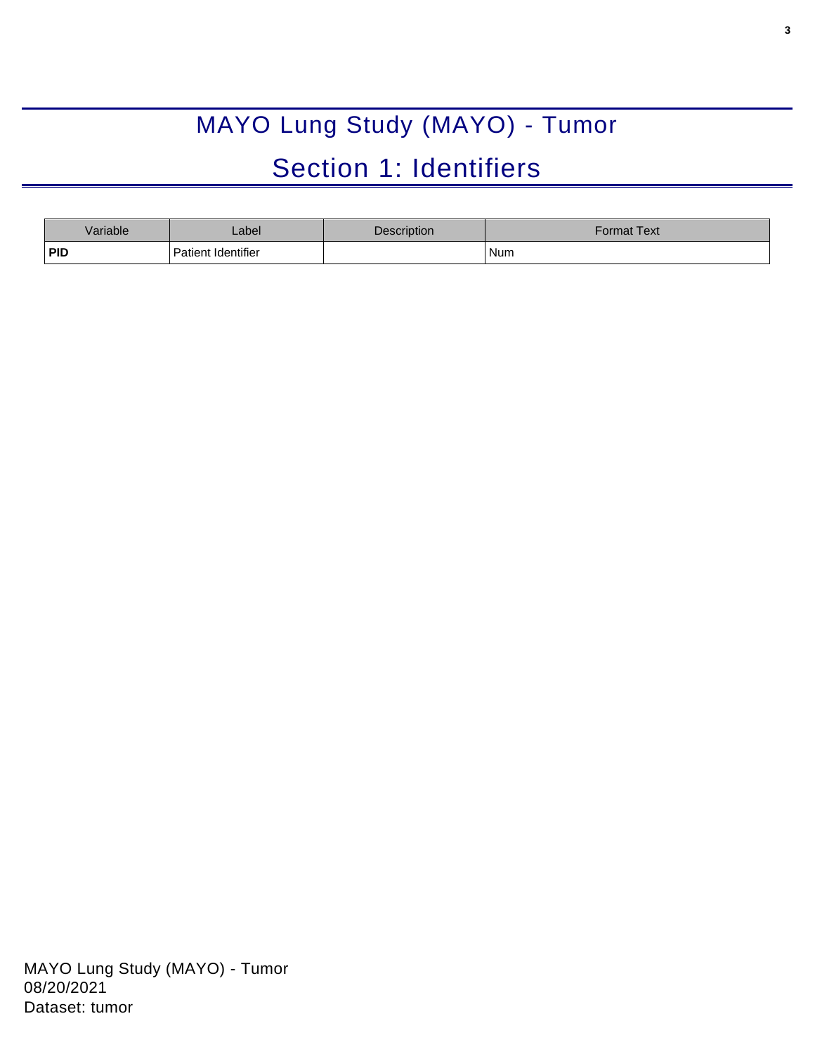# MAYO Lung Study (MAYO) - Tumor

## Section 1: Identifiers

| Variable | Label | Description | Format Text |
|---|---|---|---|
| **PID** | Patient Identifier | | Num |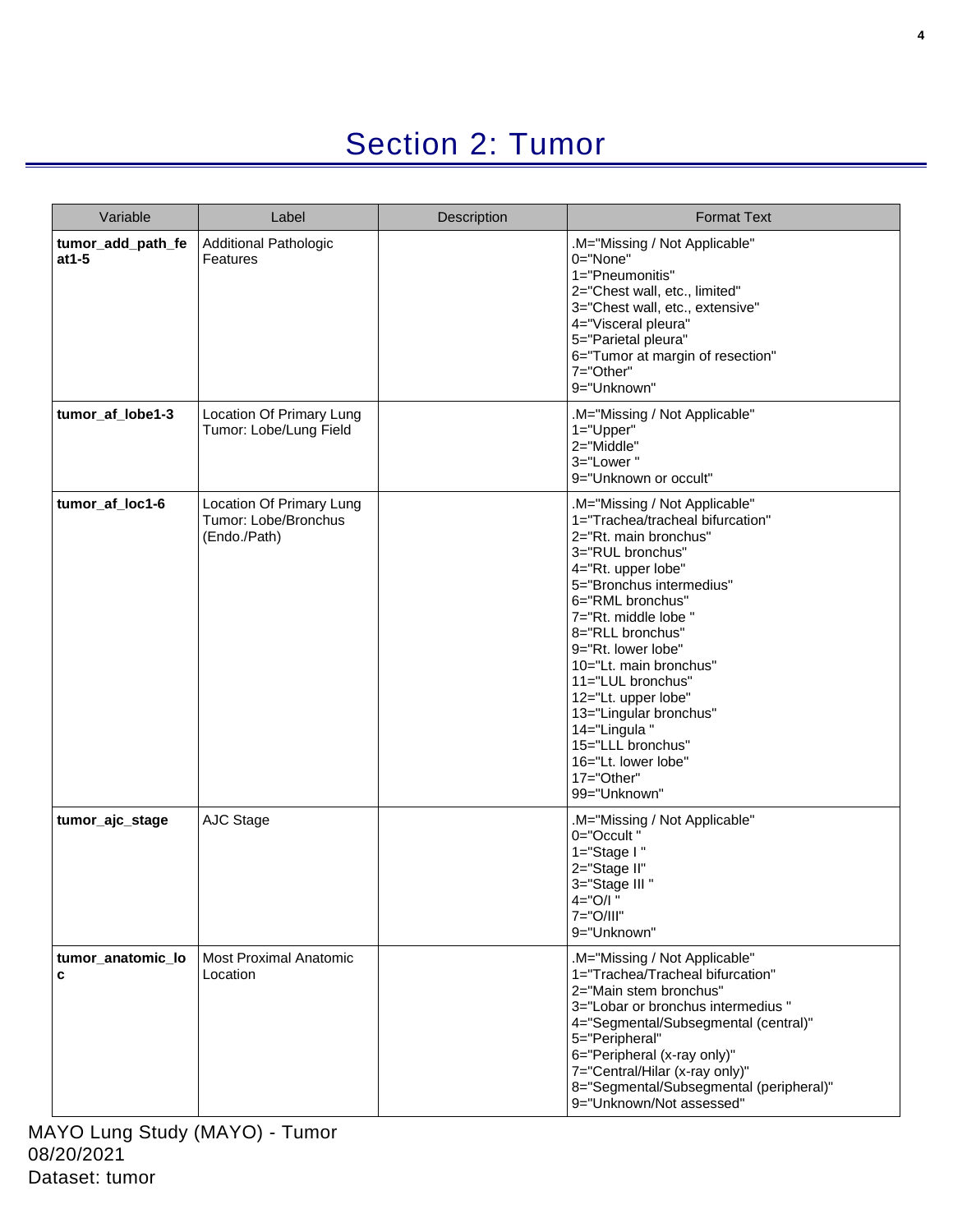# Section 2: Tumor

| Variable | Label | Description | Format Text |
|---|---|---|---|
| **tumor_add_path_feat1-5** | Additional Pathologic Features | | .M="Missing / Not Applicable"<br>0="None"<br>1="Pneumonitis"<br>2="Chest wall, etc., limited"<br>3="Chest wall, etc., extensive"<br>4="Visceral pleura"<br>5="Parietal pleura"<br>6="Tumor at margin of resection"<br>7="Other"<br>9="Unknown" |
| **tumor_af_lobe1-3** | Location Of Primary Lung Tumor: Lobe/Lung Field | | .M="Missing / Not Applicable"<br>1="Upper"<br>2="Middle"<br>3="Lower "<br>9="Unknown or occult" |
| **tumor_af_loc1-6** | Location Of Primary Lung Tumor: Lobe/Bronchus (Endo./Path) | | .M="Missing / Not Applicable"<br>1="Trachea/tracheal bifurcation"<br>2="Rt. main bronchus"<br>3="RUL bronchus"<br>4="Rt. upper lobe"<br>5="Bronchus intermedius"<br>6="RML bronchus"<br>7="Rt. middle lobe "<br>8="RLL bronchus"<br>9="Rt. lower lobe"<br>10="Lt. main bronchus"<br>11="LUL bronchus"<br>12="Lt. upper lobe"<br>13="Lingular bronchus"<br>14="Lingula "<br>15="LLL bronchus"<br>16="Lt. lower lobe"<br>17="Other"<br>99="Unknown" |
| **tumor_ajc_stage** | AJC Stage | | .M="Missing / Not Applicable"<br>0="Occult "<br>1="Stage I "<br>2="Stage II"<br>3="Stage III "<br>4="O/I "<br>7="O/III"<br>9="Unknown" |
| **tumor_anatomic_loc** | Most Proximal Anatomic Location | | .M="Missing / Not Applicable"<br>1="Trachea/Tracheal bifurcation"<br>2="Main stem bronchus"<br>3="Lobar or bronchus intermedius "<br>4="Segmental/Subsegmental (central)"<br>5="Peripheral"<br>6="Peripheral (x-ray only)"<br>7="Central/Hilar (x-ray only)"<br>8="Segmental/Subsegmental (peripheral)"<br>9="Unknown/Not assessed" |

MAYO Lung Study (MAYO) - Tumor
08/20/2021
Dataset: tumor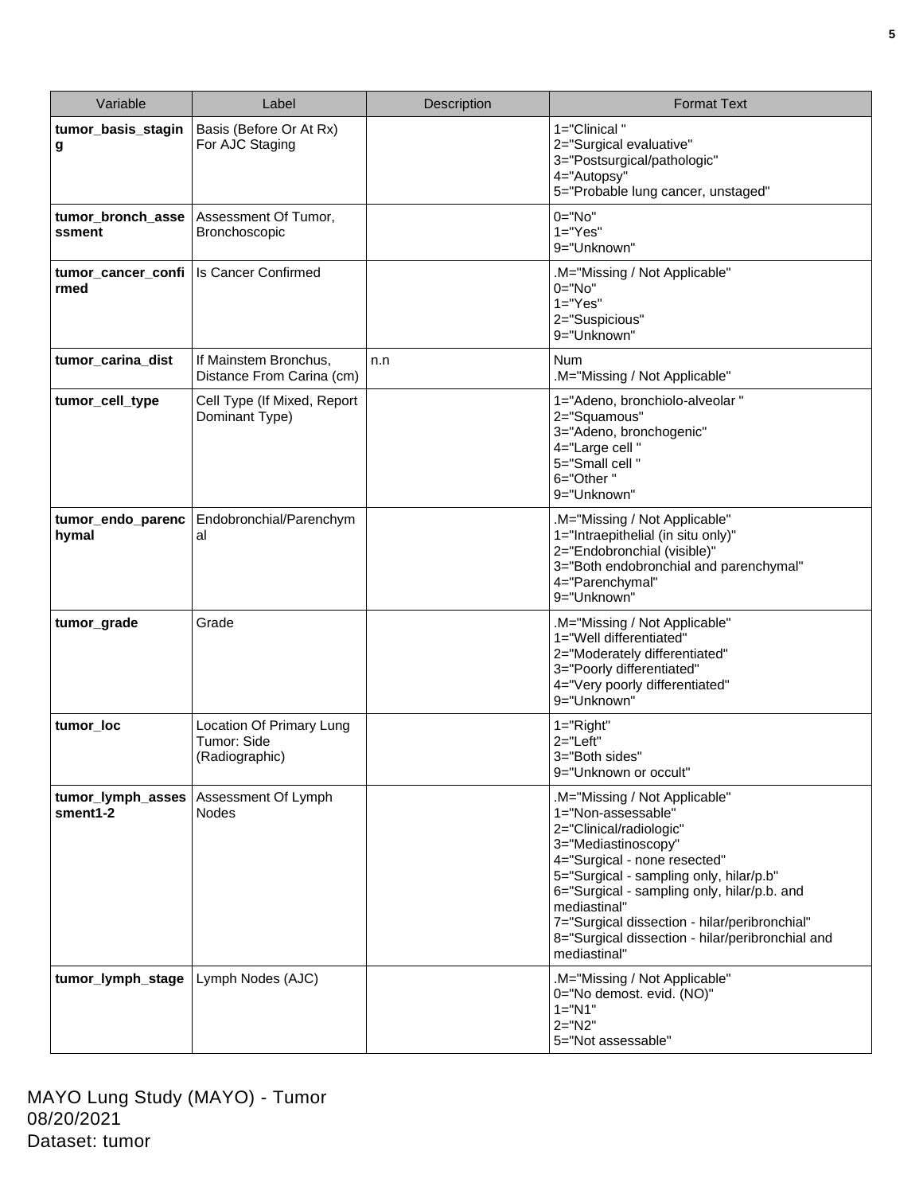| Variable | Label | Description | Format Text |
|---|---|---|---|
| **tumor_basis_staging** | Basis (Before Or At Rx) For AJC Staging | | 1="Clinical "<br>2="Surgical evaluative"<br>3="Postsurgical/pathologic"<br>4="Autopsy"<br>5="Probable lung cancer, unstaged" |
| **tumor_bronch_assessment** | Assessment Of Tumor, Bronchoscopic | | 0="No"<br>1="Yes"<br>9="Unknown" |
| **tumor_cancer_confirmed** | Is Cancer Confirmed | | .M="Missing / Not Applicable"<br>0="No"<br>1="Yes"<br>2="Suspicious"<br>9="Unknown" |
| **tumor_carina_dist** | If Mainstem Bronchus, Distance From Carina (cm) | n.n | Num<br>.M="Missing / Not Applicable" |
| **tumor_cell_type** | Cell Type (If Mixed, Report Dominant Type) | | 1="Adeno, bronchiolo-alveolar "<br>2="Squamous"<br>3="Adeno, bronchogenic"<br>4="Large cell "<br>5="Small cell "<br>6="Other "<br>9="Unknown" |
| **tumor_endo_parenchymal** | Endobronchial/Parenchymal | | .M="Missing / Not Applicable"<br>1="Intraepithelial (in situ only)"<br>2="Endobronchial (visible)"<br>3="Both endobronchial and parenchymal"<br>4="Parenchymal"<br>9="Unknown" |
| **tumor_grade** | Grade | | .M="Missing / Not Applicable"<br>1="Well differentiated"<br>2="Moderately differentiated"<br>3="Poorly differentiated"<br>4="Very poorly differentiated"<br>9="Unknown" |
| **tumor_loc** | Location Of Primary Lung Tumor: Side (Radiographic) | | 1="Right"<br>2="Left"<br>3="Both sides"<br>9="Unknown or occult" |
| **tumor_lymph_assessment1-2** | Assessment Of Lymph Nodes | | .M="Missing / Not Applicable"<br>1="Non-assessable"<br>2="Clinical/radiologic"<br>3="Mediastinoscopy"<br>4="Surgical - none resected"<br>5="Surgical - sampling only, hilar/p.b"<br>6="Surgical - sampling only, hilar/p.b. and mediastinal"<br>7="Surgical dissection - hilar/peribronchial"<br>8="Surgical dissection - hilar/peribronchial and mediastinal" |
| **tumor_lymph_stage** | Lymph Nodes (AJC) | | .M="Missing / Not Applicable"<br>0="No demost. evid. (NO)"<br>1="N1"<br>2="N2"<br>5="Not assessable" |

MAYO Lung Study (MAYO) - Tumor
08/20/2021
Dataset: tumor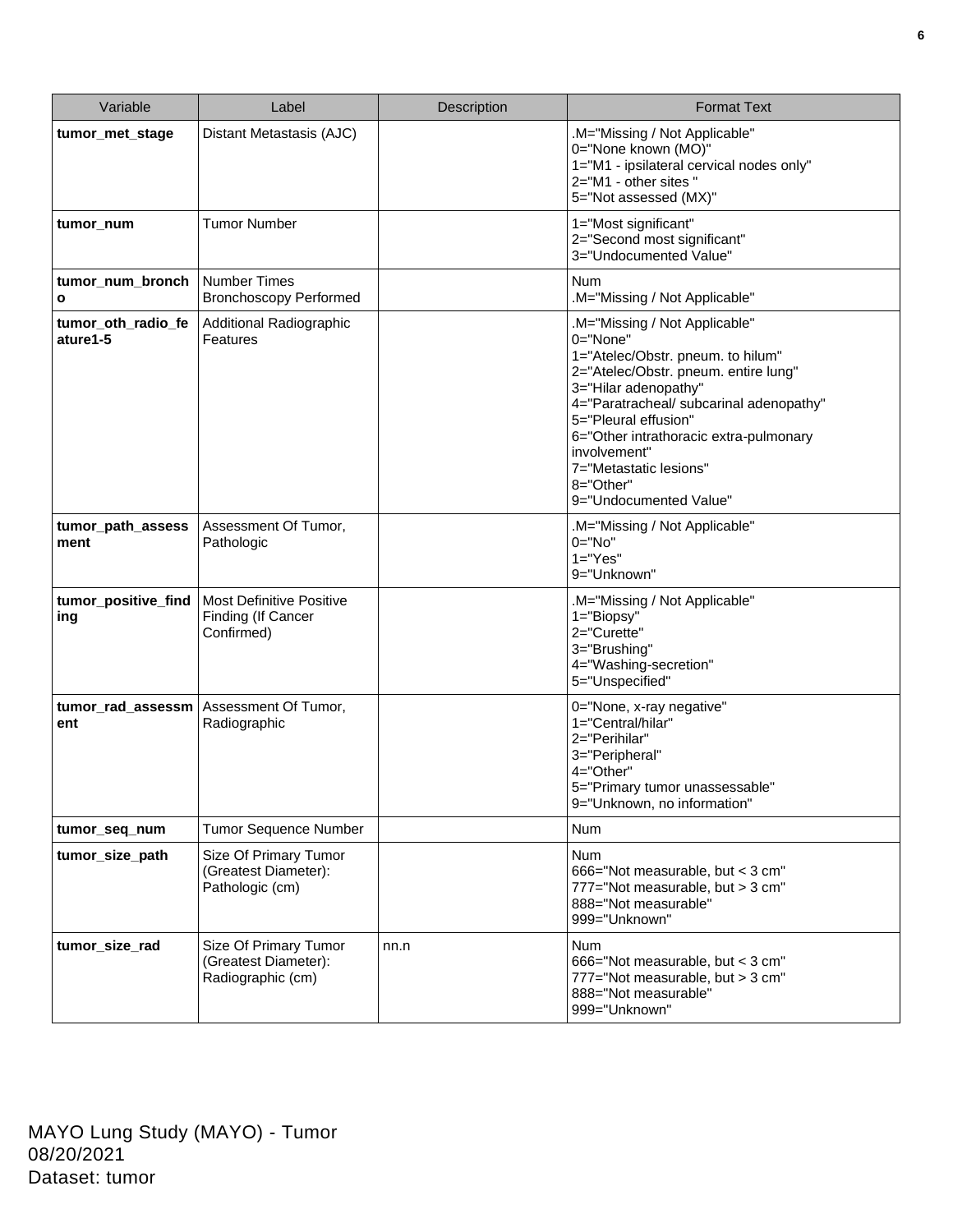| Variable | Label | Description | Format Text |
| --- | --- | --- | --- |
| **tumor_met_stage** | Distant Metastasis (AJC) | | .M="Missing / Not Applicable"<br>0="None known (MO)"<br>1="M1 - ipsilateral cervical nodes only"<br>2="M1 - other sites "<br>5="Not assessed (MX)" |
| **tumor_num** | Tumor Number | | 1="Most significant"<br>2="Second most significant"<br>3="Undocumented Value" |
| **tumor_num_broncho** | Number Times Bronchoscopy Performed | | Num<br>.M="Missing / Not Applicable" |
| **tumor_oth_radio_feature1-5** | Additional Radiographic Features | | .M="Missing / Not Applicable"<br>0="None"<br>1="Atelec/Obstr. pneum. to hilum"<br>2="Atelec/Obstr. pneum. entire lung"<br>3="Hilar adenopathy"<br>4="Paratracheal/ subcarinal adenopathy"<br>5="Pleural effusion"<br>6="Other intrathoracic extra-pulmonary involvement"<br>7="Metastatic lesions"<br>8="Other"<br>9="Undocumented Value" |
| **tumor_path_assessment** | Assessment Of Tumor, Pathologic | | .M="Missing / Not Applicable"<br>0="No"<br>1="Yes"<br>9="Unknown" |
| **tumor_positive_finding** | Most Definitive Positive Finding (If Cancer Confirmed) | | .M="Missing / Not Applicable"<br>1="Biopsy"<br>2="Curette"<br>3="Brushing"<br>4="Washing-secretion"<br>5="Unspecified" |
| **tumor_rad_assessment** | Assessment Of Tumor, Radiographic | | 0="None, x-ray negative"<br>1="Central/hilar"<br>2="Perihilar"<br>3="Peripheral"<br>4="Other"<br>5="Primary tumor unassessable"<br>9="Unknown, no information" |
| **tumor_seq_num** | Tumor Sequence Number | | Num |
| **tumor_size_path** | Size Of Primary Tumor (Greatest Diameter): Pathologic (cm) | | Num<br>666="Not measurable, but < 3 cm"<br>777="Not measurable, but > 3 cm"<br>888="Not measurable"<br>999="Unknown" |
| **tumor_size_rad** | Size Of Primary Tumor (Greatest Diameter): Radiographic (cm) | nn.n | Num<br>666="Not measurable, but < 3 cm"<br>777="Not measurable, but > 3 cm"<br>888="Not measurable"<br>999="Unknown" |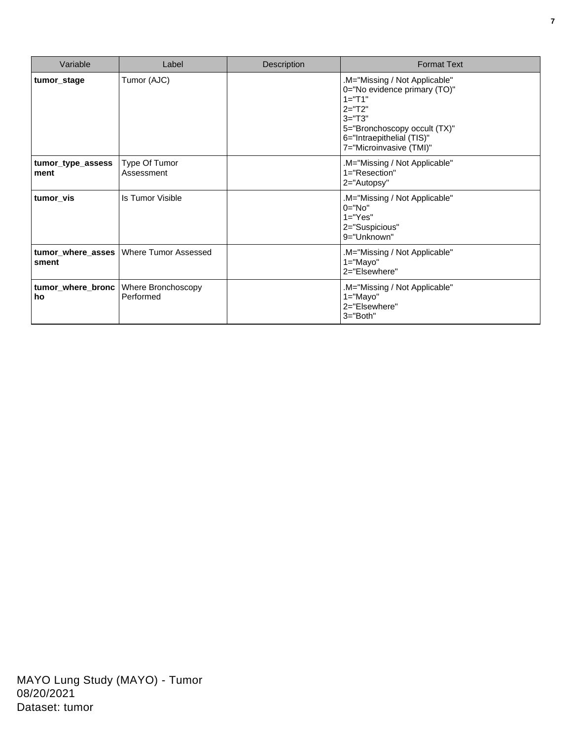| Variable | Label | Description | Format Text |
|---|---|---|---|
| **tumor_stage** | Tumor (AJC) | | .M="Missing / Not Applicable"<br>0="No evidence primary (TO)"<br>1="T1"<br>2="T2"<br>3="T3"<br>5="Bronchoscopy occult (TX)"<br>6="Intraepithelial (TIS)"<br>7="Microinvasive (TMI)" |
| **tumor_type_assessment** | Type Of Tumor Assessment | | .M="Missing / Not Applicable"<br>1="Resection"<br>2="Autopsy" |
| **tumor_vis** | Is Tumor Visible | | .M="Missing / Not Applicable"<br>0="No"<br>1="Yes"<br>2="Suspicious"<br>9="Unknown" |
| **tumor_where_assessment** | Where Tumor Assessed | | .M="Missing / Not Applicable"<br>1="Mayo"<br>2="Elsewhere" |
| **tumor_where_broncho** | Where Bronchoscopy Performed | | .M="Missing / Not Applicable"<br>1="Mayo"<br>2="Elsewhere"<br>3="Both" |

MAYO Lung Study (MAYO) - Tumor
08/20/2021
Dataset: tumor